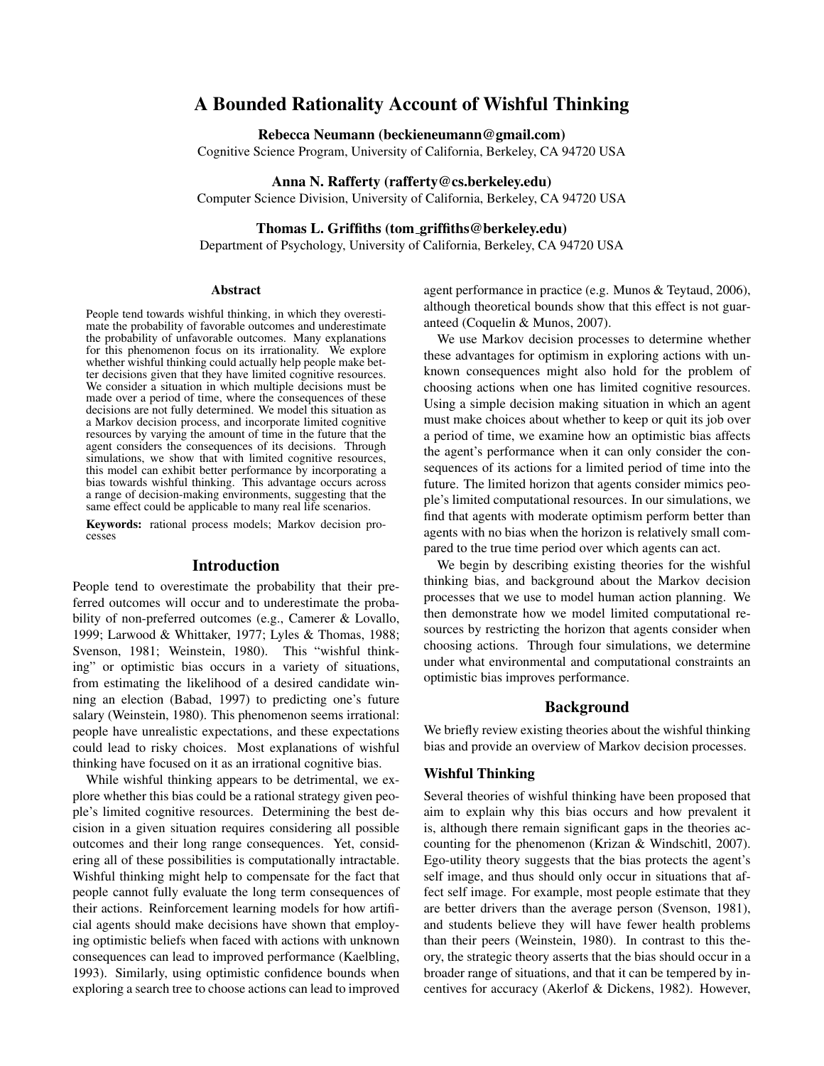# A Bounded Rationality Account of Wishful Thinking

**Rebecca Neumann (beckieneumann@gmail.com)**
Cognitive Science Program, University of California, Berkeley, CA 94720 USA

**Anna N. Rafferty (rafferty@cs.berkeley.edu)**
Computer Science Division, University of California, Berkeley, CA 94720 USA

**Thomas L. Griffiths (tom_griffiths@berkeley.edu)**
Department of Psychology, University of California, Berkeley, CA 94720 USA

## Abstract

People tend towards wishful thinking, in which they overestimate the probability of favorable outcomes and underestimate the probability of unfavorable outcomes. Many explanations for this phenomenon focus on its irrationality. We explore whether wishful thinking could actually help people make better decisions given that they have limited cognitive resources. We consider a situation in which multiple decisions must be made over a period of time, where the consequences of these decisions are not fully determined. We model this situation as a Markov decision process, and incorporate limited cognitive resources by varying the amount of time in the future that the agent considers the consequences of its decisions. Through simulations, we show that with limited cognitive resources, this model can exhibit better performance by incorporating a bias towards wishful thinking. This advantage occurs across a range of decision-making environments, suggesting that the same effect could be applicable to many real life scenarios.

**Keywords:** rational process models; Markov decision processes

## Introduction

People tend to overestimate the probability that their preferred outcomes will occur and to underestimate the probability of non-preferred outcomes (e.g., Camerer & Lovallo, 1999; Larwood & Whittaker, 1977; Lyles & Thomas, 1988; Svenson, 1981; Weinstein, 1980). This "wishful thinking" or optimistic bias occurs in a variety of situations, from estimating the likelihood of a desired candidate winning an election (Babad, 1997) to predicting one's future salary (Weinstein, 1980). This phenomenon seems irrational: people have unrealistic expectations, and these expectations could lead to risky choices. Most explanations of wishful thinking have focused on it as an irrational cognitive bias.

While wishful thinking appears to be detrimental, we explore whether this bias could be a rational strategy given people's limited cognitive resources. Determining the best decision in a given situation requires considering all possible outcomes and their long range consequences. Yet, considering all of these possibilities is computationally intractable. Wishful thinking might help to compensate for the fact that people cannot fully evaluate the long term consequences of their actions. Reinforcement learning models for how artificial agents should make decisions have shown that employing optimistic beliefs when faced with actions with unknown consequences can lead to improved performance (Kaelbling, 1993). Similarly, using optimistic confidence bounds when exploring a search tree to choose actions can lead to improved agent performance in practice (e.g. Munos & Teytaud, 2006), although theoretical bounds show that this effect is not guaranteed (Coquelin & Munos, 2007).

We use Markov decision processes to determine whether these advantages for optimism in exploring actions with unknown consequences might also hold for the problem of choosing actions when one has limited cognitive resources. Using a simple decision making situation in which an agent must make choices about whether to keep or quit its job over a period of time, we examine how an optimistic bias affects the agent's performance when it can only consider the consequences of its actions for a limited period of time into the future. The limited horizon that agents consider mimics people's limited computational resources. In our simulations, we find that agents with moderate optimism perform better than agents with no bias when the horizon is relatively small compared to the true time period over which agents can act.

We begin by describing existing theories for the wishful thinking bias, and background about the Markov decision processes that we use to model human action planning. We then demonstrate how we model limited computational resources by restricting the horizon that agents consider when choosing actions. Through four simulations, we determine under what environmental and computational constraints an optimistic bias improves performance.

## Background

We briefly review existing theories about the wishful thinking bias and provide an overview of Markov decision processes.

### Wishful Thinking

Several theories of wishful thinking have been proposed that aim to explain why this bias occurs and how prevalent it is, although there remain significant gaps in the theories accounting for the phenomenon (Krizan & Windschitl, 2007). Ego-utility theory suggests that the bias protects the agent's self image, and thus should only occur in situations that affect self image. For example, most people estimate that they are better drivers than the average person (Svenson, 1981), and students believe they will have fewer health problems than their peers (Weinstein, 1980). In contrast to this theory, the strategic theory asserts that the bias should occur in a broader range of situations, and that it can be tempered by incentives for accuracy (Akerlof & Dickens, 1982). However,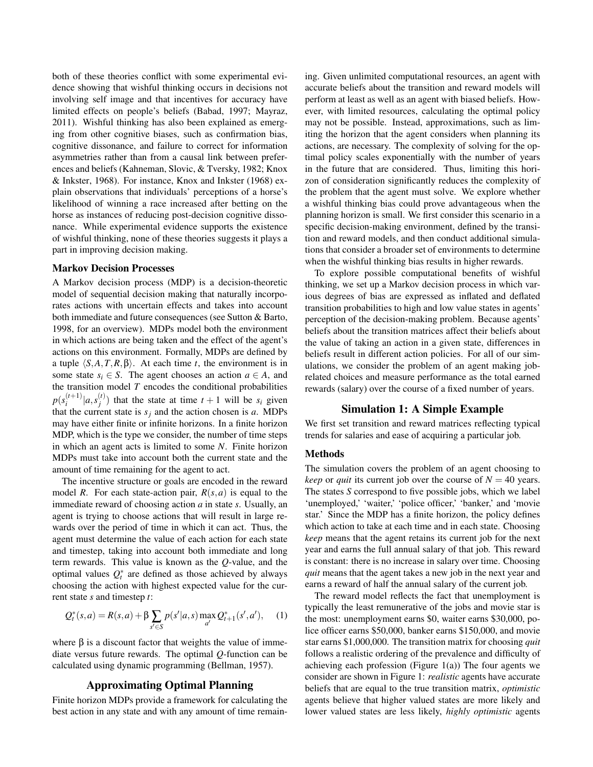both of these theories conflict with some experimental evidence showing that wishful thinking occurs in decisions not involving self image and that incentives for accuracy have limited effects on people's beliefs (Babad, 1997; Mayraz, 2011). Wishful thinking has also been explained as emerging from other cognitive biases, such as confirmation bias, cognitive dissonance, and failure to correct for information asymmetries rather than from a causal link between preferences and beliefs (Kahneman, Slovic, & Tversky, 1982; Knox & Inkster, 1968). For instance, Knox and Inkster (1968) explain observations that individuals' perceptions of a horse's likelihood of winning a race increased after betting on the horse as instances of reducing post-decision cognitive dissonance. While experimental evidence supports the existence of wishful thinking, none of these theories suggests it plays a part in improving decision making.

### Markov Decision Processes

A Markov decision process (MDP) is a decision-theoretic model of sequential decision making that naturally incorporates actions with uncertain effects and takes into account both immediate and future consequences (see Sutton & Barto, 1998, for an overview). MDPs model both the environment in which actions are being taken and the effect of the agent's actions on this environment. Formally, MDPs are defined by a tuple $\langle S, A, T, R, \beta \rangle$. At each time $t$, the environment is in some state $s_i \in S$. The agent chooses an action $a \in A$, and the transition model $T$ encodes the conditional probabilities $p(s_i^{(t+1)}|a, s_j^{(t)})$ that the state at time $t+1$ will be $s_i$ given that the current state is $s_j$ and the action chosen is $a$. MDPs may have either finite or infinite horizons. In a finite horizon MDP, which is the type we consider, the number of time steps in which an agent acts is limited to some $N$. Finite horizon MDPs must take into account both the current state and the amount of time remaining for the agent to act.

The incentive structure or goals are encoded in the reward model $R$. For each state-action pair, $R(s,a)$ is equal to the immediate reward of choosing action $a$ in state $s$. Usually, an agent is trying to choose actions that will result in large rewards over the period of time in which it can act. Thus, the agent must determine the value of each action for each state and timestep, taking into account both immediate and long term rewards. This value is known as the $Q$-value, and the optimal values $Q_t^*$ are defined as those achieved by always choosing the action with highest expected value for the current state $s$ and timestep $t$:

$$Q_t^*(s,a) = R(s,a) + \beta \sum_{s' \in S} p(s'|a,s) \max_{a'} Q_{t+1}^*(s',a'), \quad (1)$$

where $\beta$ is a discount factor that weights the value of immediate versus future rewards. The optimal $Q$-function can be calculated using dynamic programming (Bellman, 1957).

## Approximating Optimal Planning

Finite horizon MDPs provide a framework for calculating the best action in any state and with any amount of time remaining. Given unlimited computational resources, an agent with accurate beliefs about the transition and reward models will perform at least as well as an agent with biased beliefs. However, with limited resources, calculating the optimal policy may not be possible. Instead, approximations, such as limiting the horizon that the agent considers when planning its actions, are necessary. The complexity of solving for the optimal policy scales exponentially with the number of years in the future that are considered. Thus, limiting this horizon of consideration significantly reduces the complexity of the problem that the agent must solve. We explore whether a wishful thinking bias could prove advantageous when the planning horizon is small. We first consider this scenario in a specific decision-making environment, defined by the transition and reward models, and then conduct additional simulations that consider a broader set of environments to determine when the wishful thinking bias results in higher rewards.

To explore possible computational benefits of wishful thinking, we set up a Markov decision process in which various degrees of bias are expressed as inflated and deflated transition probabilities to high and low value states in agents' perception of the decision-making problem. Because agents' beliefs about the transition matrices affect their beliefs about the value of taking an action in a given state, differences in beliefs result in different action policies. For all of our simulations, we consider the problem of an agent making job-related choices and measure performance as the total earned rewards (salary) over the course of a fixed number of years.

## Simulation 1: A Simple Example

We first set transition and reward matrices reflecting typical trends for salaries and ease of acquiring a particular job.

### Methods

The simulation covers the problem of an agent choosing to *keep* or *quit* its current job over the course of $N = 40$ years. The states $S$ correspond to five possible jobs, which we label 'unemployed,' 'waiter,' 'police officer,' 'banker,' and 'movie star.' Since the MDP has a finite horizon, the policy defines which action to take at each time and in each state. Choosing *keep* means that the agent retains its current job for the next year and earns the full annual salary of that job. This reward is constant: there is no increase in salary over time. Choosing *quit* means that the agent takes a new job in the next year and earns a reward of half the annual salary of the current job.

The reward model reflects the fact that unemployment is typically the least remunerative of the jobs and movie star is the most: unemployment earns \$0, waiter earns \$30,000, police officer earns \$50,000, banker earns \$150,000, and movie star earns \$1,000,000. The transition matrix for choosing *quit* follows a realistic ordering of the prevalence and difficulty of achieving each profession (Figure 1(a)) The four agents we consider are shown in Figure 1: *realistic* agents have accurate beliefs that are equal to the true transition matrix, *optimistic* agents believe that higher valued states are more likely and lower valued states are less likely, *highly optimistic* agents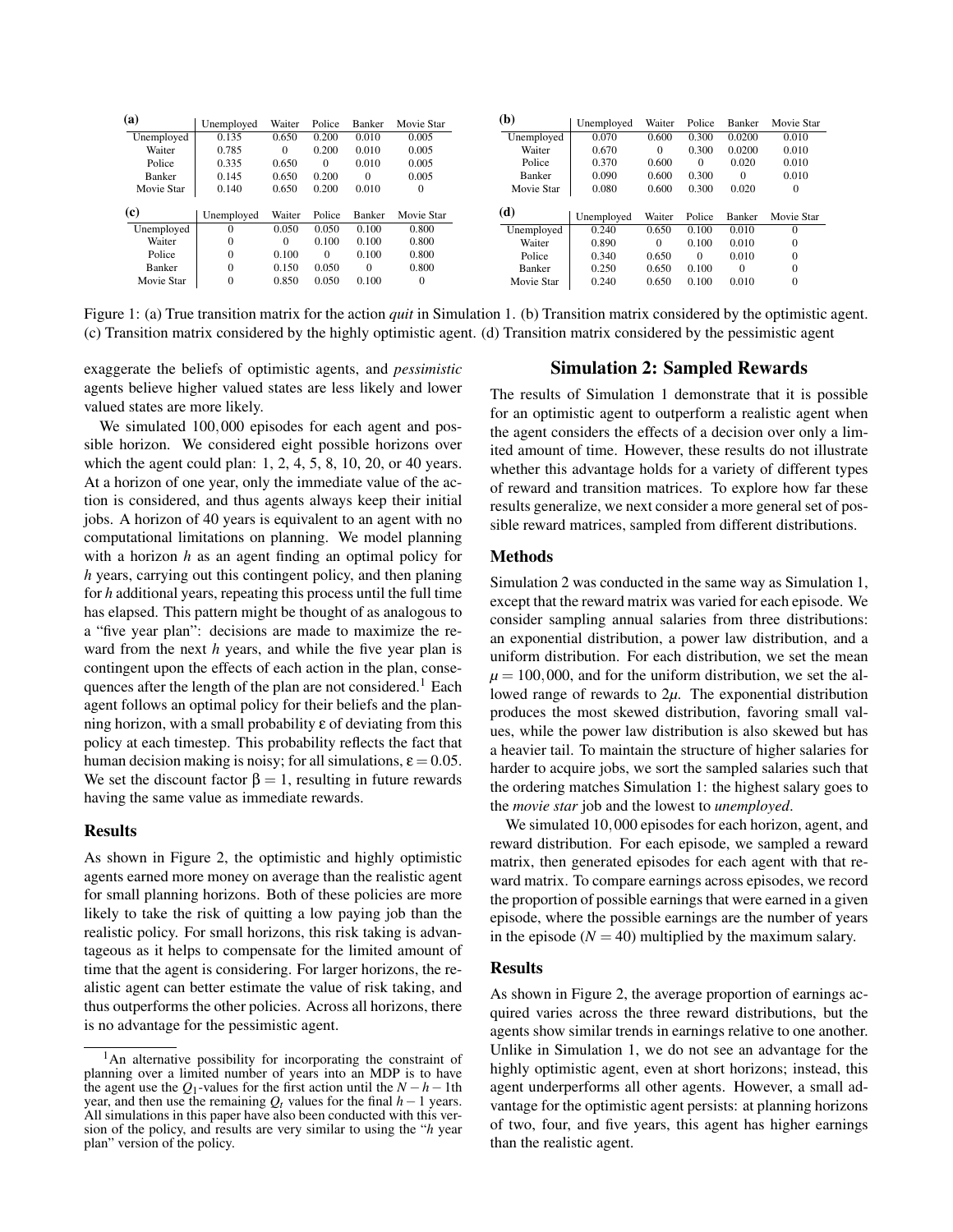**(a)**

| | Unemployed | Waiter | Police | Banker | Movie Star |
|---|---|---|---|---|---|
| Unemployed | 0.135 | 0.650 | 0.200 | 0.010 | 0.005 |
| Waiter | 0.785 | 0 | 0.200 | 0.010 | 0.005 |
| Police | 0.335 | 0.650 | 0 | 0.010 | 0.005 |
| Banker | 0.145 | 0.650 | 0.200 | 0 | 0.005 |
| Movie Star | 0.140 | 0.650 | 0.200 | 0.010 | 0 |

**(b)**

| | Unemployed | Waiter | Police | Banker | Movie Star |
|---|---|---|---|---|---|
| Unemployed | 0.070 | 0.600 | 0.300 | 0.0200 | 0.010 |
| Waiter | 0.670 | 0 | 0.300 | 0.0200 | 0.010 |
| Police | 0.370 | 0.600 | 0 | 0.020 | 0.010 |
| Banker | 0.090 | 0.600 | 0.300 | 0 | 0.010 |
| Movie Star | 0.080 | 0.600 | 0.300 | 0.020 | 0 |

**(c)**

| | Unemployed | Waiter | Police | Banker | Movie Star |
|---|---|---|---|---|---|
| Unemployed | 0 | 0.050 | 0.050 | 0.100 | 0.800 |
| Waiter | 0 | 0 | 0.100 | 0.100 | 0.800 |
| Police | 0 | 0.100 | 0 | 0.100 | 0.800 |
| Banker | 0 | 0.150 | 0.050 | 0 | 0.800 |
| Movie Star | 0 | 0.850 | 0.050 | 0.100 | 0 |

**(d)**

| | Unemployed | Waiter | Police | Banker | Movie Star |
|---|---|---|---|---|---|
| Unemployed | 0.240 | 0.650 | 0.100 | 0.010 | 0 |
| Waiter | 0.890 | 0 | 0.100 | 0.010 | 0 |
| Police | 0.340 | 0.650 | 0 | 0.010 | 0 |
| Banker | 0.250 | 0.650 | 0.100 | 0 | 0 |
| Movie Star | 0.240 | 0.650 | 0.100 | 0.010 | 0 |

Figure 1: (a) True transition matrix for the action *quit* in Simulation 1. (b) Transition matrix considered by the optimistic agent. (c) Transition matrix considered by the highly optimistic agent. (d) Transition matrix considered by the pessimistic agent

exaggerate the beliefs of optimistic agents, and *pessimistic* agents believe higher valued states are less likely and lower valued states are more likely.

We simulated 100,000 episodes for each agent and possible horizon. We considered eight possible horizons over which the agent could plan: 1, 2, 4, 5, 8, 10, 20, or 40 years. At a horizon of one year, only the immediate value of the action is considered, and thus agents always keep their initial jobs. A horizon of 40 years is equivalent to an agent with no computational limitations on planning. We model planning with a horizon $h$ as an agent finding an optimal policy for $h$ years, carrying out this contingent policy, and then planing for $h$ additional years, repeating this process until the full time has elapsed. This pattern might be thought of as analogous to a "five year plan": decisions are made to maximize the reward from the next $h$ years, and while the five year plan is contingent upon the effects of each action in the plan, consequences after the length of the plan are not considered.[1] Each agent follows an optimal policy for their beliefs and the planning horizon, with a small probability $\varepsilon$ of deviating from this policy at each timestep. This probability reflects the fact that human decision making is noisy; for all simulations, $\varepsilon = 0.05$. We set the discount factor $\beta = 1$, resulting in future rewards having the same value as immediate rewards.

### Results

As shown in Figure 2, the optimistic and highly optimistic agents earned more money on average than the realistic agent for small planning horizons. Both of these policies are more likely to take the risk of quitting a low paying job than the realistic policy. For small horizons, this risk taking is advantageous as it helps to compensate for the limited amount of time that the agent is considering. For larger horizons, the realistic agent can better estimate the value of risk taking, and thus outperforms the other policies. Across all horizons, there is no advantage for the pessimistic agent.

[1] An alternative possibility for incorporating the constraint of planning over a limited number of years into an MDP is to have the agent use the $Q_1$-values for the first action until the $N-h-1$th year, and then use the remaining $Q_t$ values for the final $h-1$ years. All simulations in this paper have also been conducted with this version of the policy, and results are very similar to using the "$h$ year plan" version of the policy.

## Simulation 2: Sampled Rewards

The results of Simulation 1 demonstrate that it is possible for an optimistic agent to outperform a realistic agent when the agent considers the effects of a decision over only a limited amount of time. However, these results do not illustrate whether this advantage holds for a variety of different types of reward and transition matrices. To explore how far these results generalize, we next consider a more general set of possible reward matrices, sampled from different distributions.

### Methods

Simulation 2 was conducted in the same way as Simulation 1, except that the reward matrix was varied for each episode. We consider sampling annual salaries from three distributions: an exponential distribution, a power law distribution, and a uniform distribution. For each distribution, we set the mean $\mu = 100,000$, and for the uniform distribution, we set the allowed range of rewards to $2\mu$. The exponential distribution produces the most skewed distribution, favoring small values, while the power law distribution is also skewed but has a heavier tail. To maintain the structure of higher salaries for harder to acquire jobs, we sort the sampled salaries such that the ordering matches Simulation 1: the highest salary goes to the *movie star* job and the lowest to *unemployed*.

We simulated 10,000 episodes for each horizon, agent, and reward distribution. For each episode, we sampled a reward matrix, then generated episodes for each agent with that reward matrix. To compare earnings across episodes, we record the proportion of possible earnings that were earned in a given episode, where the possible earnings are the number of years in the episode ($N = 40$) multiplied by the maximum salary.

### Results

As shown in Figure 2, the average proportion of earnings acquired varies across the three reward distributions, but the agents show similar trends in earnings relative to one another. Unlike in Simulation 1, we do not see an advantage for the highly optimistic agent, even at short horizons; instead, this agent underperforms all other agents. However, a small advantage for the optimistic agent persists: at planning horizons of two, four, and five years, this agent has higher earnings than the realistic agent.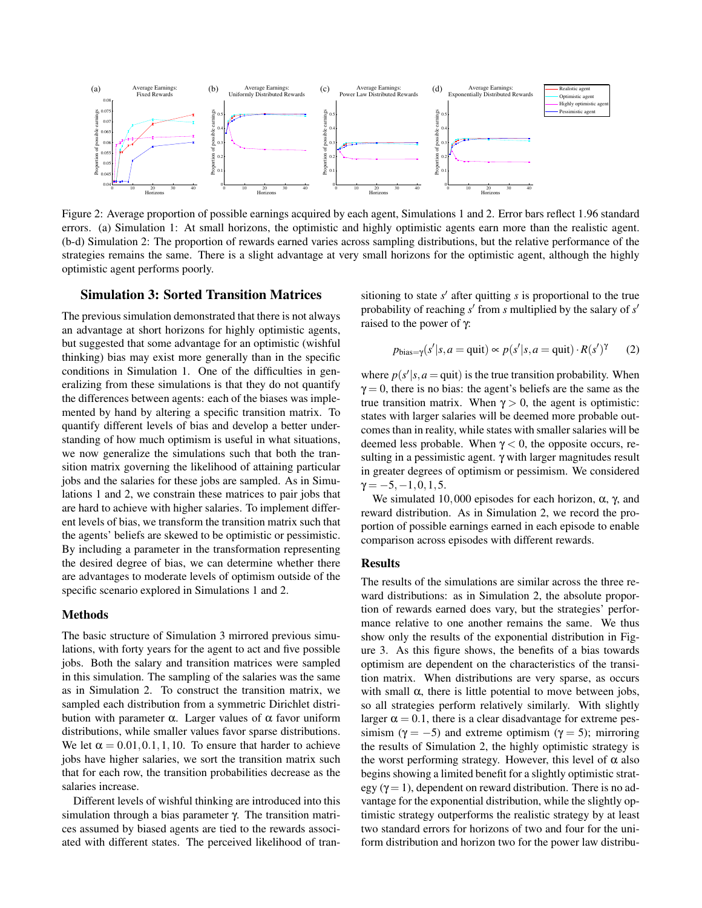Figure 2: Average proportion of possible earnings acquired by each agent, Simulations 1 and 2. Error bars reflect 1.96 standard errors. (a) Simulation 1: At small horizons, the optimistic and highly optimistic agents earn more than the realistic agent. (b-d) Simulation 2: The proportion of rewards earned varies across sampling distributions, but the relative performance of the strategies remains the same. There is a slight advantage at very small horizons for the optimistic agent, although the highly optimistic agent performs poorly.

## Simulation 3: Sorted Transition Matrices

The previous simulation demonstrated that there is not always an advantage at short horizons for highly optimistic agents, but suggested that some advantage for an optimistic (wishful thinking) bias may exist more generally than in the specific conditions in Simulation 1. One of the difficulties in generalizing from these simulations is that they do not quantify the differences between agents: each of the biases was implemented by hand by altering a specific transition matrix. To quantify different levels of bias and develop a better understanding of how much optimism is useful in what situations, we now generalize the simulations such that both the transition matrix governing the likelihood of attaining particular jobs and the salaries for these jobs are sampled. As in Simulations 1 and 2, we constrain these matrices to pair jobs that are hard to achieve with higher salaries. To implement different levels of bias, we transform the transition matrix such that the agents' beliefs are skewed to be optimistic or pessimistic. By including a parameter in the transformation representing the desired degree of bias, we can determine whether there are advantages to moderate levels of optimism outside of the specific scenario explored in Simulations 1 and 2.

### Methods

The basic structure of Simulation 3 mirrored previous simulations, with forty years for the agent to act and five possible jobs. Both the salary and transition matrices were sampled in this simulation. The sampling of the salaries was the same as in Simulation 2. To construct the transition matrix, we sampled each distribution from a symmetric Dirichlet distribution with parameter $\alpha$. Larger values of $\alpha$ favor uniform distributions, while smaller values favor sparse distributions. We let $\alpha = 0.01, 0.1, 1, 10$. To ensure that harder to achieve jobs have higher salaries, we sort the transition matrix such that for each row, the transition probabilities decrease as the salaries increase.

Different levels of wishful thinking are introduced into this simulation through a bias parameter $\gamma$. The transition matrices assumed by biased agents are tied to the rewards associated with different states. The perceived likelihood of transitioning to state $s'$ after quitting $s$ is proportional to the true probability of reaching $s'$ from $s$ multiplied by the salary of $s'$ raised to the power of $\gamma$:

$$p_{\text{bias}=\gamma}(s'|s, a = \text{quit}) \propto p(s'|s, a = \text{quit}) \cdot R(s')^{\gamma} \qquad (2)$$

where $p(s'|s, a = \text{quit})$ is the true transition probability. When $\gamma = 0$, there is no bias: the agent's beliefs are the same as the true transition matrix. When $\gamma > 0$, the agent is optimistic: states with larger salaries will be deemed more probable outcomes than in reality, while states with smaller salaries will be deemed less probable. When $\gamma < 0$, the opposite occurs, resulting in a pessimistic agent. $\gamma$ with larger magnitudes result in greater degrees of optimism or pessimism. We considered $\gamma = -5, -1, 0, 1, 5$.

We simulated 10,000 episodes for each horizon, $\alpha$, $\gamma$, and reward distribution. As in Simulation 2, we record the proportion of possible earnings earned in each episode to enable comparison across episodes with different rewards.

### Results

The results of the simulations are similar across the three reward distributions: as in Simulation 2, the absolute proportion of rewards earned does vary, but the strategies' performance relative to one another remains the same. We thus show only the results of the exponential distribution in Figure 3. As this figure shows, the benefits of a bias towards optimism are dependent on the characteristics of the transition matrix. When distributions are very sparse, as occurs with small $\alpha$, there is little potential to move between jobs, so all strategies perform relatively similarly. With slightly larger $\alpha = 0.1$, there is a clear disadvantage for extreme pessimism ($\gamma = -5$) and extreme optimism ($\gamma = 5$); mirroring the results of Simulation 2, the highly optimistic strategy is the worst performing strategy. However, this level of $\alpha$ also begins showing a limited benefit for a slightly optimistic strategy ($\gamma = 1$), dependent on reward distribution. There is no advantage for the exponential distribution, while the slightly optimistic strategy outperforms the realistic strategy by at least two standard errors for horizons of two and four for the uniform distribution and horizon two for the power law distribu-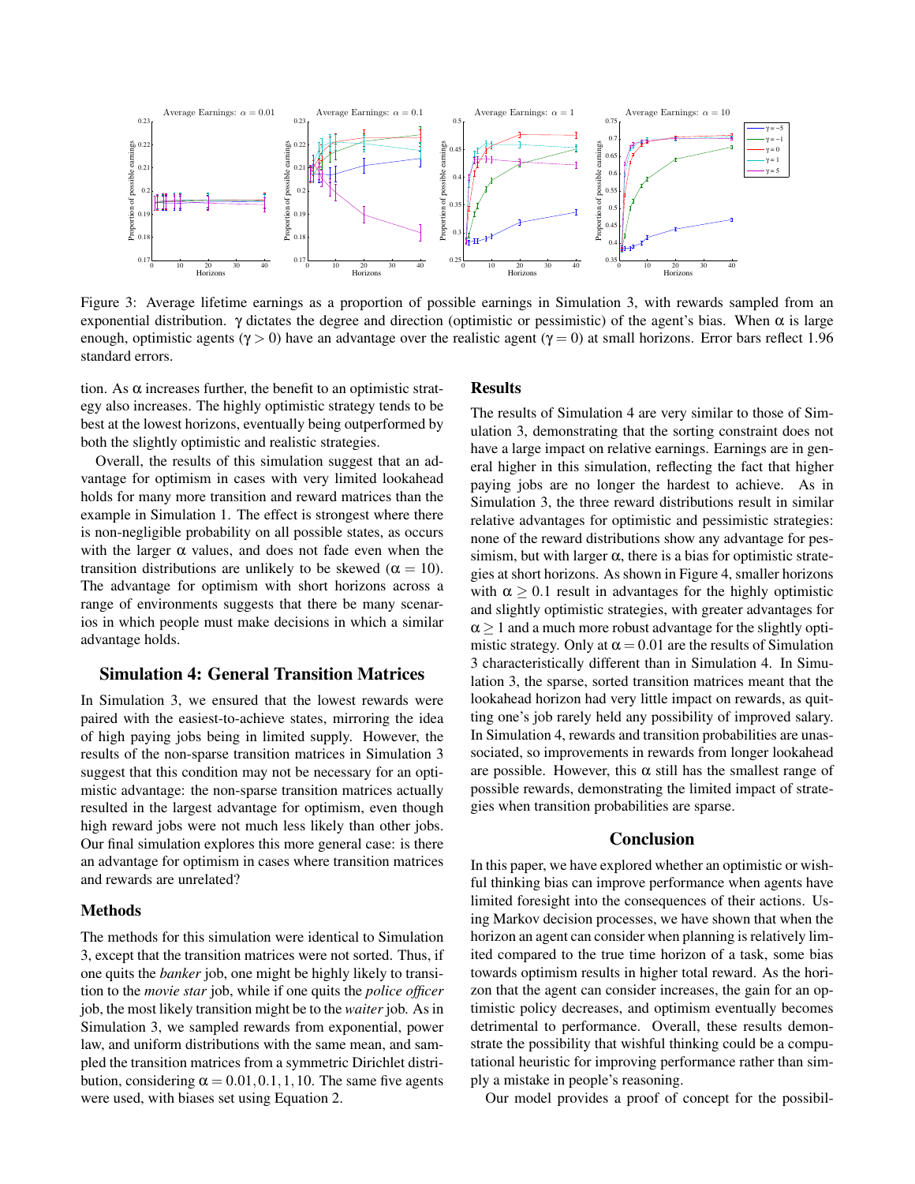Figure 3: Average lifetime earnings as a proportion of possible earnings in Simulation 3, with rewards sampled from an exponential distribution. $\gamma$ dictates the degree and direction (optimistic or pessimistic) of the agent's bias. When $\alpha$ is large enough, optimistic agents ($\gamma > 0$) have an advantage over the realistic agent ($\gamma = 0$) at small horizons. Error bars reflect 1.96 standard errors.

tion. As $\alpha$ increases further, the benefit to an optimistic strategy also increases. The highly optimistic strategy tends to be best at the lowest horizons, eventually being outperformed by both the slightly optimistic and realistic strategies.

Overall, the results of this simulation suggest that an advantage for optimism in cases with very limited lookahead holds for many more transition and reward matrices than the example in Simulation 1. The effect is strongest where there is non-negligible probability on all possible states, as occurs with the larger $\alpha$ values, and does not fade even when the transition distributions are unlikely to be skewed ($\alpha = 10$). The advantage for optimism with short horizons across a range of environments suggests that there be many scenarios in which people must make decisions in which a similar advantage holds.

## Simulation 4: General Transition Matrices

In Simulation 3, we ensured that the lowest rewards were paired with the easiest-to-achieve states, mirroring the idea of high paying jobs being in limited supply. However, the results of the non-sparse transition matrices in Simulation 3 suggest that this condition may not be necessary for an optimistic advantage: the non-sparse transition matrices actually resulted in the largest advantage for optimism, even though high reward jobs were not much less likely than other jobs. Our final simulation explores this more general case: is there an advantage for optimism in cases where transition matrices and rewards are unrelated?

### Methods

The methods for this simulation were identical to Simulation 3, except that the transition matrices were not sorted. Thus, if one quits the *banker* job, one might be highly likely to transition to the *movie star* job, while if one quits the *police officer* job, the most likely transition might be to the *waiter* job. As in Simulation 3, we sampled rewards from exponential, power law, and uniform distributions with the same mean, and sampled the transition matrices from a symmetric Dirichlet distribution, considering $\alpha = 0.01, 0.1, 1, 10$. The same five agents were used, with biases set using Equation 2.

### Results

The results of Simulation 4 are very similar to those of Simulation 3, demonstrating that the sorting constraint does not have a large impact on relative earnings. Earnings are in general higher in this simulation, reflecting the fact that higher paying jobs are no longer the hardest to achieve. As in Simulation 3, the three reward distributions result in similar relative advantages for optimistic and pessimistic strategies: none of the reward distributions show any advantage for pessimism, but with larger $\alpha$, there is a bias for optimistic strategies at short horizons. As shown in Figure 4, smaller horizons with $\alpha \geq 0.1$ result in advantages for the highly optimistic and slightly optimistic strategies, with greater advantages for $\alpha \geq 1$ and a much more robust advantage for the slightly optimistic strategy. Only at $\alpha = 0.01$ are the results of Simulation 3 characteristically different than in Simulation 4. In Simulation 3, the sparse, sorted transition matrices meant that the lookahead horizon had very little impact on rewards, as quitting one's job rarely held any possibility of improved salary. In Simulation 4, rewards and transition probabilities are unassociated, so improvements in rewards from longer lookahead are possible. However, this $\alpha$ still has the smallest range of possible rewards, demonstrating the limited impact of strategies when transition probabilities are sparse.

## Conclusion

In this paper, we have explored whether an optimistic or wishful thinking bias can improve performance when agents have limited foresight into the consequences of their actions. Using Markov decision processes, we have shown that when the horizon an agent can consider when planning is relatively limited compared to the true time horizon of a task, some bias towards optimism results in higher total reward. As the horizon that the agent can consider increases, the gain for an optimistic policy decreases, and optimism eventually becomes detrimental to performance. Overall, these results demonstrate the possibility that wishful thinking could be a computational heuristic for improving performance rather than simply a mistake in people's reasoning.

Our model provides a proof of concept for the possibil-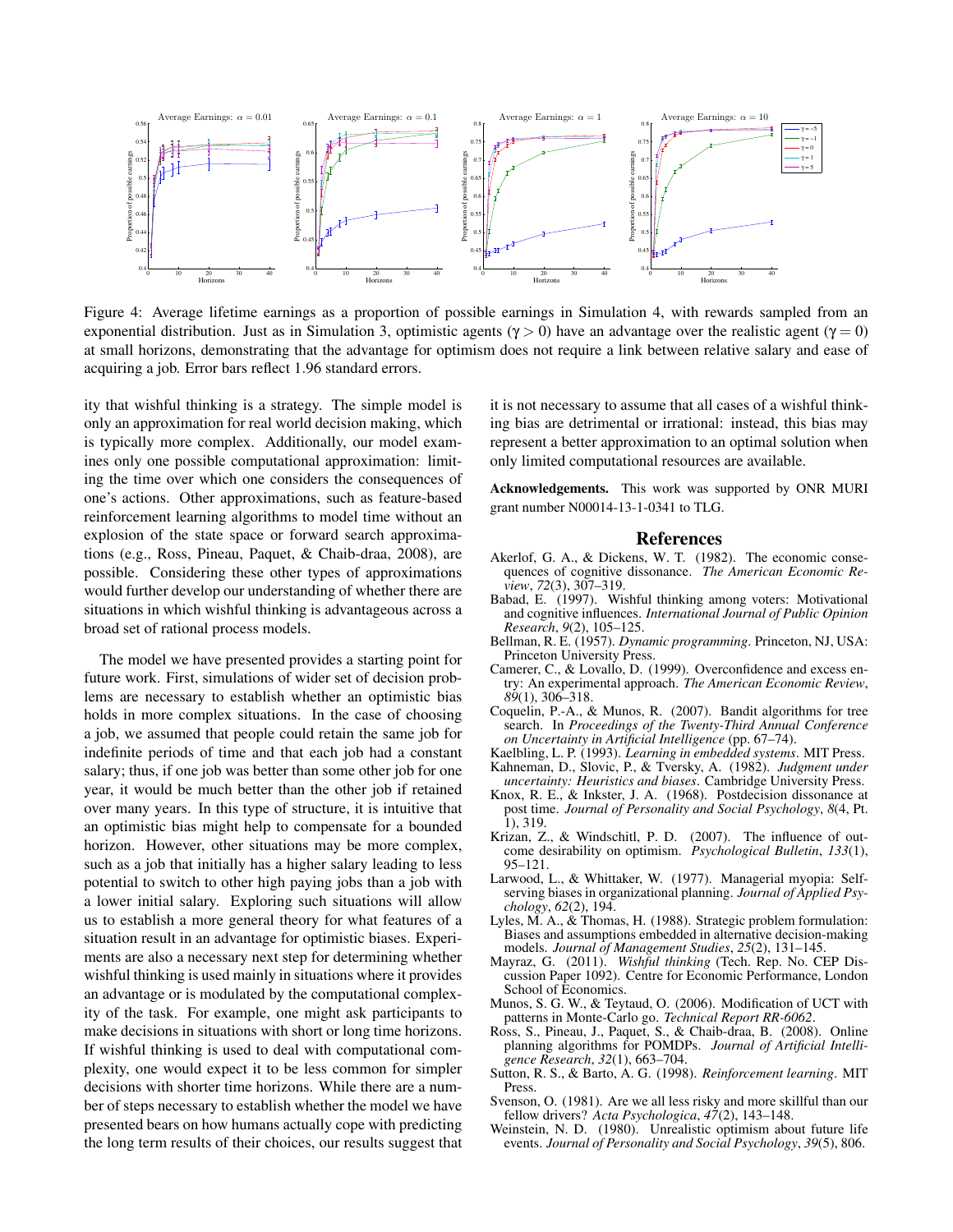Average Earnings: $\alpha = 0.01$

Average Earnings: $\alpha = 0.1$

Average Earnings: $\alpha = 1$

Average Earnings: $\alpha = 10$

Proportion of possible earnings

Horizons

$\gamma = -5$
$\gamma = -1$
$\gamma = 0$
$\gamma = 1$
$\gamma = 5$

Figure 4: Average lifetime earnings as a proportion of possible earnings in Simulation 4, with rewards sampled from an exponential distribution. Just as in Simulation 3, optimistic agents ($\gamma > 0$) have an advantage over the realistic agent ($\gamma = 0$) at small horizons, demonstrating that the advantage for optimism does not require a link between relative salary and ease of acquiring a job. Error bars reflect 1.96 standard errors.

ity that wishful thinking is a strategy. The simple model is only an approximation for real world decision making, which is typically more complex. Additionally, our model examines only one possible computational approximation: limiting the time over which one considers the consequences of one's actions. Other approximations, such as feature-based reinforcement learning algorithms to model time without an explosion of the state space or forward search approximations (e.g., Ross, Pineau, Paquet, & Chaib-draa, 2008), are possible. Considering these other types of approximations would further develop our understanding of whether there are situations in which wishful thinking is advantageous across a broad set of rational process models.

The model we have presented provides a starting point for future work. First, simulations of wider set of decision problems are necessary to establish whether an optimistic bias holds in more complex situations. In the case of choosing a job, we assumed that people could retain the same job for indefinite periods of time and that each job had a constant salary; thus, if one job was better than some other job for one year, it would be much better than the other job if retained over many years. In this type of structure, it is intuitive that an optimistic bias might help to compensate for a bounded horizon. However, other situations may be more complex, such as a job that initially has a higher salary leading to less potential to switch to other high paying jobs than a job with a lower initial salary. Exploring such situations will allow us to establish a more general theory for what features of a situation result in an advantage for optimistic biases. Experiments are also a necessary next step for determining whether wishful thinking is used mainly in situations where it provides an advantage or is modulated by the computational complexity of the task. For example, one might ask participants to make decisions in situations with short or long time horizons. If wishful thinking is used to deal with computational complexity, one would expect it to be less common for simpler decisions with shorter time horizons. While there are a number of steps necessary to establish whether the model we have presented bears on how humans actually cope with predicting the long term results of their choices, our results suggest that it is not necessary to assume that all cases of a wishful thinking bias are detrimental or irrational: instead, this bias may represent a better approximation to an optimal solution when only limited computational resources are available.

**Acknowledgements.** This work was supported by ONR MURI grant number N00014-13-1-0341 to TLG.

## References

Akerlof, G. A., & Dickens, W. T. (1982). The economic consequences of cognitive dissonance. *The American Economic Review*, *72*(3), 307–319.

Babad, E. (1997). Wishful thinking among voters: Motivational and cognitive influences. *International Journal of Public Opinion Research*, *9*(2), 105–125.

Bellman, R. E. (1957). *Dynamic programming*. Princeton, NJ, USA: Princeton University Press.

Camerer, C., & Lovallo, D. (1999). Overconfidence and excess entry: An experimental approach. *The American Economic Review*, *89*(1), 306–318.

Coquelin, P.-A., & Munos, R. (2007). Bandit algorithms for tree search. In *Proceedings of the Twenty-Third Annual Conference on Uncertainty in Artificial Intelligence* (pp. 67–74).

Kaelbling, L. P. (1993). *Learning in embedded systems*. MIT Press.

Kahneman, D., Slovic, P., & Tversky, A. (1982). *Judgment under uncertainty: Heuristics and biases*. Cambridge University Press.

Knox, R. E., & Inkster, J. A. (1968). Postdecision dissonance at post time. *Journal of Personality and Social Psychology*, *8*(4, Pt. 1), 319.

Krizan, Z., & Windschitl, P. D. (2007). The influence of outcome desirability on optimism. *Psychological Bulletin*, *133*(1), 95–121.

Larwood, L., & Whittaker, W. (1977). Managerial myopia: Self-serving biases in organizational planning. *Journal of Applied Psychology*, *62*(2), 194.

Lyles, M. A., & Thomas, H. (1988). Strategic problem formulation: Biases and assumptions embedded in alternative decision-making models. *Journal of Management Studies*, *25*(2), 131–145.

Mayraz, G. (2011). *Wishful thinking* (Tech. Rep. No. CEP Discussion Paper 1092). Centre for Economic Performance, London School of Economics.

Munos, S. G. W., & Teytaud, O. (2006). Modification of UCT with patterns in Monte-Carlo go. *Technical Report RR-6062*.

Ross, S., Pineau, J., Paquet, S., & Chaib-draa, B. (2008). Online planning algorithms for POMDPs. *Journal of Artificial Intelligence Research*, *32*(1), 663–704.

Sutton, R. S., & Barto, A. G. (1998). *Reinforcement learning*. MIT Press.

Svenson, O. (1981). Are we all less risky and more skillful than our fellow drivers? *Acta Psychologica*, *47*(2), 143–148.

Weinstein, N. D. (1980). Unrealistic optimism about future life events. *Journal of Personality and Social Psychology*, *39*(5), 806.